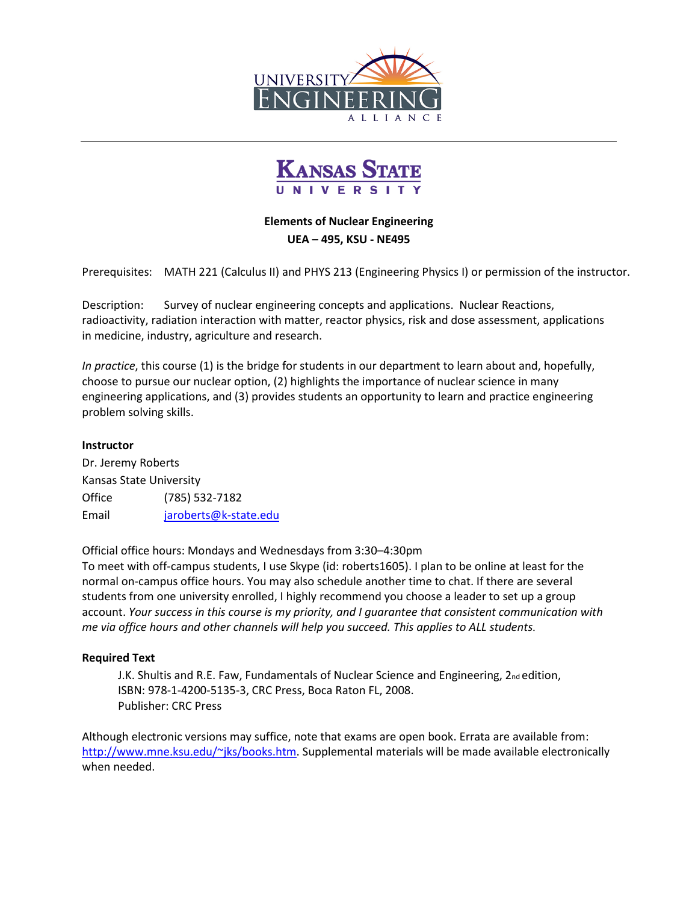UNIVERSITY ENGINEERING ALLIANCE

KANSAS STATE UNIVERSITY

**Elements of Nuclear Engineering**
**UEA – 495, KSU - NE495**

Prerequisites: MATH 221 (Calculus II) and PHYS 213 (Engineering Physics I) or permission of the instructor.

Description: Survey of nuclear engineering concepts and applications. Nuclear Reactions, radioactivity, radiation interaction with matter, reactor physics, risk and dose assessment, applications in medicine, industry, agriculture and research.

*In practice*, this course (1) is the bridge for students in our department to learn about and, hopefully, choose to pursue our nuclear option, (2) highlights the importance of nuclear science in many engineering applications, and (3) provides students an opportunity to learn and practice engineering problem solving skills.

**Instructor**

Dr. Jeremy Roberts
Kansas State University
Office (785) 532-7182
Email jaroberts@k-state.edu

Official office hours: Mondays and Wednesdays from 3:30–4:30pm
To meet with off-campus students, I use Skype (id: roberts1605). I plan to be online at least for the normal on-campus office hours. You may also schedule another time to chat. If there are several students from one university enrolled, I highly recommend you choose a leader to set up a group account. *Your success in this course is my priority, and I guarantee that consistent communication with me via office hours and other channels will help you succeed. This applies to ALL students.*

**Required Text**

J.K. Shultis and R.E. Faw, Fundamentals of Nuclear Science and Engineering, 2nd edition, ISBN: 978-1-4200-5135-3, CRC Press, Boca Raton FL, 2008.
Publisher: CRC Press

Although electronic versions may suffice, note that exams are open book. Errata are available from: http://www.mne.ksu.edu/~jks/books.htm. Supplemental materials will be made available electronically when needed.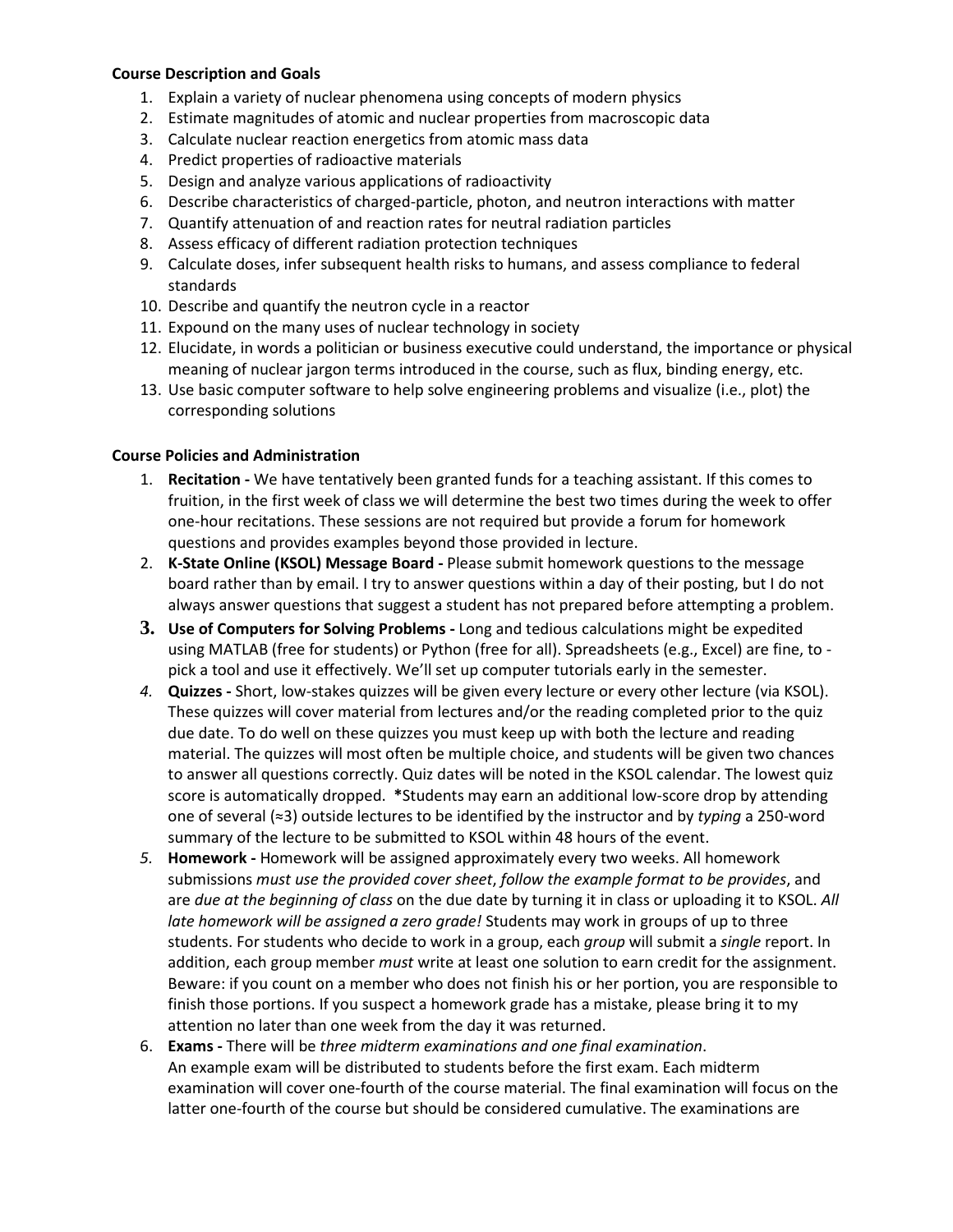**Course Description and Goals**

1. Explain a variety of nuclear phenomena using concepts of modern physics
2. Estimate magnitudes of atomic and nuclear properties from macroscopic data
3. Calculate nuclear reaction energetics from atomic mass data
4. Predict properties of radioactive materials
5. Design and analyze various applications of radioactivity
6. Describe characteristics of charged-particle, photon, and neutron interactions with matter
7. Quantify attenuation of and reaction rates for neutral radiation particles
8. Assess efficacy of different radiation protection techniques
9. Calculate doses, infer subsequent health risks to humans, and assess compliance to federal standards
10. Describe and quantify the neutron cycle in a reactor
11. Expound on the many uses of nuclear technology in society
12. Elucidate, in words a politician or business executive could understand, the importance or physical meaning of nuclear jargon terms introduced in the course, such as flux, binding energy, etc.
13. Use basic computer software to help solve engineering problems and visualize (i.e., plot) the corresponding solutions

**Course Policies and Administration**

1. **Recitation -** We have tentatively been granted funds for a teaching assistant. If this comes to fruition, in the first week of class we will determine the best two times during the week to offer one-hour recitations. These sessions are not required but provide a forum for homework questions and provides examples beyond those provided in lecture.
2. **K-State Online (KSOL) Message Board -** Please submit homework questions to the message board rather than by email. I try to answer questions within a day of their posting, but I do not always answer questions that suggest a student has not prepared before attempting a problem.
3. **Use of Computers for Solving Problems -** Long and tedious calculations might be expedited using MATLAB (free for students) or Python (free for all). Spreadsheets (e.g., Excel) are fine, to - pick a tool and use it effectively. We'll set up computer tutorials early in the semester.
4. **Quizzes -** Short, low-stakes quizzes will be given every lecture or every other lecture (via KSOL). These quizzes will cover material from lectures and/or the reading completed prior to the quiz due date. To do well on these quizzes you must keep up with both the lecture and reading material. The quizzes will most often be multiple choice, and students will be given two chances to answer all questions correctly. Quiz dates will be noted in the KSOL calendar. The lowest quiz score is automatically dropped. **\***Students may earn an additional low-score drop by attending one of several (≈3) outside lectures to be identified by the instructor and by *typing* a 250-word summary of the lecture to be submitted to KSOL within 48 hours of the event.
5. **Homework -** Homework will be assigned approximately every two weeks. All homework submissions *must use the provided cover sheet*, *follow the example format to be provides*, and are *due at the beginning of class* on the due date by turning it in class or uploading it to KSOL. *All late homework will be assigned a zero grade!* Students may work in groups of up to three students. For students who decide to work in a group, each *group* will submit a *single* report. In addition, each group member *must* write at least one solution to earn credit for the assignment. Beware: if you count on a member who does not finish his or her portion, you are responsible to finish those portions. If you suspect a homework grade has a mistake, please bring it to my attention no later than one week from the day it was returned.
6. **Exams -** There will be *three midterm examinations and one final examination*. An example exam will be distributed to students before the first exam. Each midterm examination will cover one-fourth of the course material. The final examination will focus on the latter one-fourth of the course but should be considered cumulative. The examinations are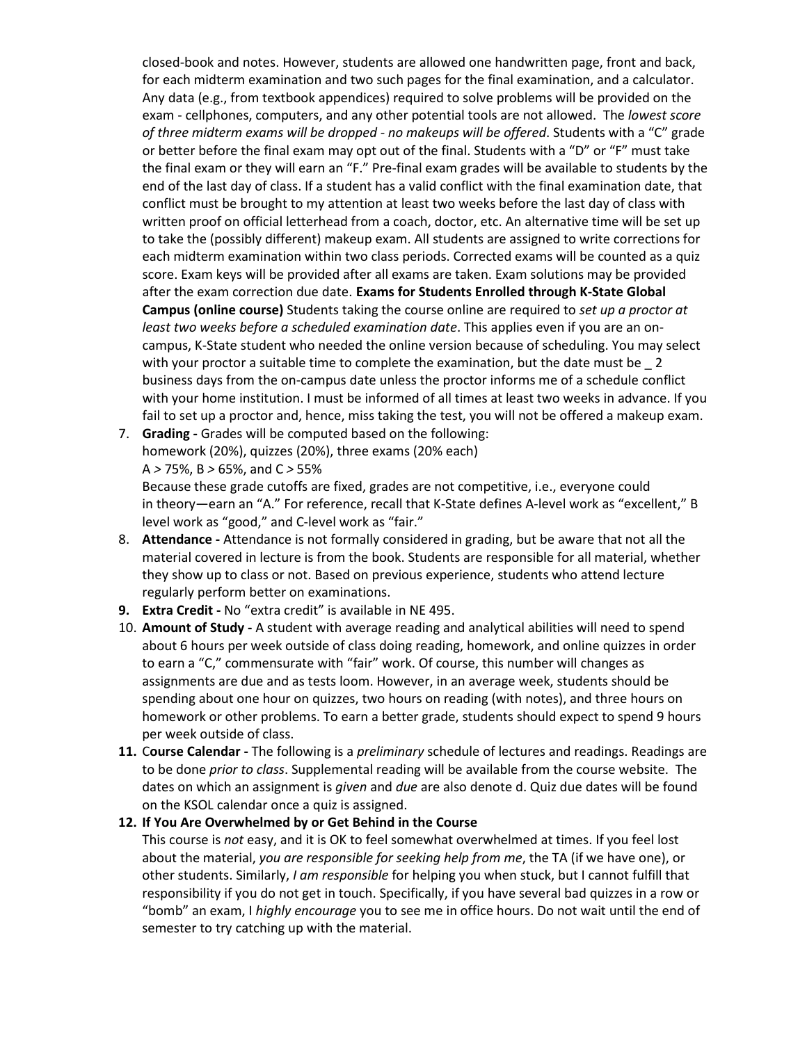closed-book and notes. However, students are allowed one handwritten page, front and back, for each midterm examination and two such pages for the final examination, and a calculator. Any data (e.g., from textbook appendices) required to solve problems will be provided on the exam - cellphones, computers, and any other potential tools are not allowed. The *lowest score of three midterm exams will be dropped - no makeups will be offered*. Students with a "C" grade or better before the final exam may opt out of the final. Students with a "D" or "F" must take the final exam or they will earn an "F." Pre-final exam grades will be available to students by the end of the last day of class. If a student has a valid conflict with the final examination date, that conflict must be brought to my attention at least two weeks before the last day of class with written proof on official letterhead from a coach, doctor, etc. An alternative time will be set up to take the (possibly different) makeup exam. All students are assigned to write corrections for each midterm examination within two class periods. Corrected exams will be counted as a quiz score. Exam keys will be provided after all exams are taken. Exam solutions may be provided after the exam correction due date. **Exams for Students Enrolled through K-State Global Campus (online course)** Students taking the course online are required to *set up a proctor at least two weeks before a scheduled examination date*. This applies even if you are an on-campus, K-State student who needed the online version because of scheduling. You may select with your proctor a suitable time to complete the examination, but the date must be _ 2 business days from the on-campus date unless the proctor informs me of a schedule conflict with your home institution. I must be informed of all times at least two weeks in advance. If you fail to set up a proctor and, hence, miss taking the test, you will not be offered a makeup exam.

7. **Grading -** Grades will be computed based on the following:
   homework (20%), quizzes (20%), three exams (20% each)
   A > 75%, B > 65%, and C > 55%
   Because these grade cutoffs are fixed, grades are not competitive, i.e., everyone could in theory—earn an "A." For reference, recall that K-State defines A-level work as "excellent," B level work as "good," and C-level work as "fair."
8. **Attendance -** Attendance is not formally considered in grading, but be aware that not all the material covered in lecture is from the book. Students are responsible for all material, whether they show up to class or not. Based on previous experience, students who attend lecture regularly perform better on examinations.
9. **Extra Credit -** No "extra credit" is available in NE 495.
10. **Amount of Study -** A student with average reading and analytical abilities will need to spend about 6 hours per week outside of class doing reading, homework, and online quizzes in order to earn a "C," commensurate with "fair" work. Of course, this number will changes as assignments are due and as tests loom. However, in an average week, students should be spending about one hour on quizzes, two hours on reading (with notes), and three hours on homework or other problems. To earn a better grade, students should expect to spend 9 hours per week outside of class.
11. **Course Calendar -** The following is a *preliminary* schedule of lectures and readings. Readings are to be done *prior to class*. Supplemental reading will be available from the course website. The dates on which an assignment is *given* and *due* are also denote d. Quiz due dates will be found on the KSOL calendar once a quiz is assigned.
12. **If You Are Overwhelmed by or Get Behind in the Course**
    This course is *not* easy, and it is OK to feel somewhat overwhelmed at times. If you feel lost about the material, *you are responsible for seeking help from me*, the TA (if we have one), or other students. Similarly, *I am responsible* for helping you when stuck, but I cannot fulfill that responsibility if you do not get in touch. Specifically, if you have several bad quizzes in a row or "bomb" an exam, I *highly encourage* you to see me in office hours. Do not wait until the end of semester to try catching up with the material.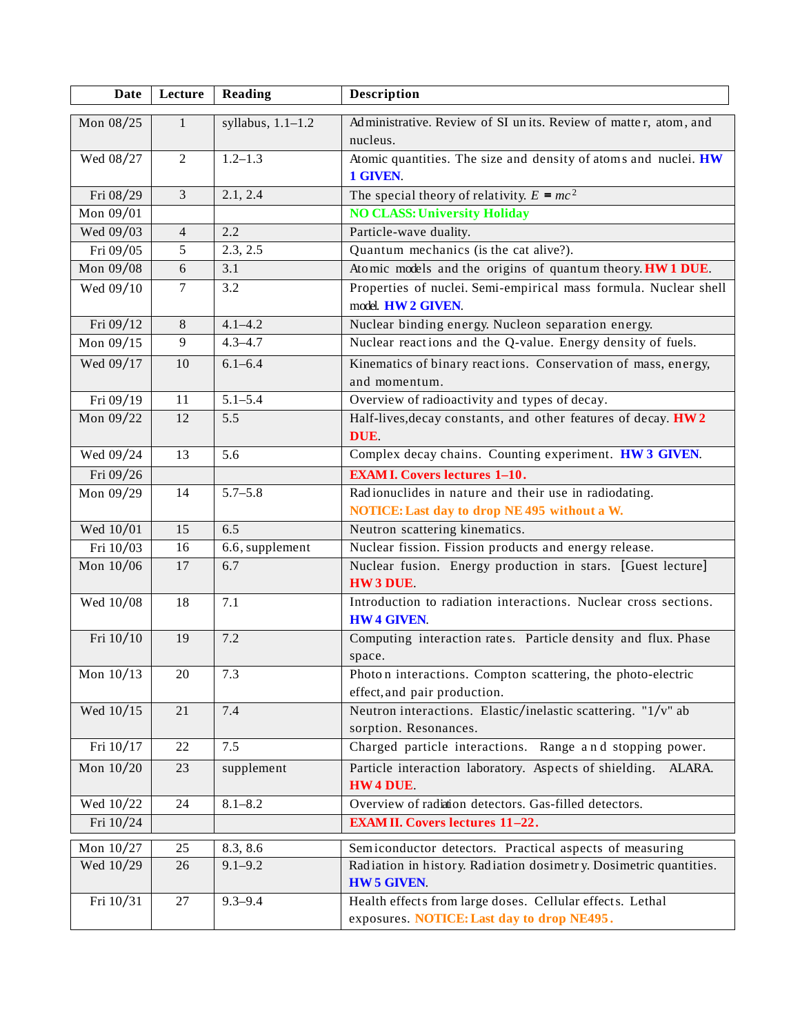| Date | Lecture | Reading | Description |
|---|---|---|---|
| Mon 08/25 | 1 | syllabus, 1.1–1.2 | Administrative. Review of SI units. Review of matter, atom, and nucleus. |
| Wed 08/27 | 2 | 1.2–1.3 | Atomic quantities. The size and density of atoms and nuclei. **HW 1 GIVEN**. |
| Fri 08/29 | 3 | 2.1, 2.4 | The special theory of relativity. $E = mc^2$ |
| Mon 09/01 | | | **NO CLASS: University Holiday** |
| Wed 09/03 | 4 | 2.2 | Particle-wave duality. |
| Fri 09/05 | 5 | 2.3, 2.5 | Quantum mechanics (is the cat alive?). |
| Mon 09/08 | 6 | 3.1 | Atomic models and the origins of quantum theory. **HW 1 DUE**. |
| Wed 09/10 | 7 | 3.2 | Properties of nuclei. Semi-empirical mass formula. Nuclear shell model. **HW 2 GIVEN**. |
| Fri 09/12 | 8 | 4.1–4.2 | Nuclear binding energy. Nucleon separation energy. |
| Mon 09/15 | 9 | 4.3–4.7 | Nuclear reactions and the Q-value. Energy density of fuels. |
| Wed 09/17 | 10 | 6.1–6.4 | Kinematics of binary reactions. Conservation of mass, energy, and momentum. |
| Fri 09/19 | 11 | 5.1–5.4 | Overview of radioactivity and types of decay. |
| Mon 09/22 | 12 | 5.5 | Half-lives,decay constants, and other features of decay. **HW 2 DUE**. |
| Wed 09/24 | 13 | 5.6 | Complex decay chains. Counting experiment. **HW 3 GIVEN**. |
| Fri 09/26 | | | **EXAM I. Covers lectures 1–10.** |
| Mon 09/29 | 14 | 5.7–5.8 | Radionuclides in nature and their use in radiodating. **NOTICE: Last day to drop NE 495 without a W.** |
| Wed 10/01 | 15 | 6.5 | Neutron scattering kinematics. |
| Fri 10/03 | 16 | 6.6, supplement | Nuclear fission. Fission products and energy release. |
| Mon 10/06 | 17 | 6.7 | Nuclear fusion. Energy production in stars. [Guest lecture] **HW 3 DUE**. |
| Wed 10/08 | 18 | 7.1 | Introduction to radiation interactions. Nuclear cross sections. **HW 4 GIVEN**. |
| Fri 10/10 | 19 | 7.2 | Computing interaction rates. Particle density and flux. Phase space. |
| Mon 10/13 | 20 | 7.3 | Photon interactions. Compton scattering, the photo-electric effect, and pair production. |
| Wed 10/15 | 21 | 7.4 | Neutron interactions. Elastic/inelastic scattering. "1/v" absorption. Resonances. |
| Fri 10/17 | 22 | 7.5 | Charged particle interactions. Range and stopping power. |
| Mon 10/20 | 23 | supplement | Particle interaction laboratory. Aspects of shielding. ALARA. **HW 4 DUE**. |
| Wed 10/22 | 24 | 8.1–8.2 | Overview of radiation detectors. Gas-filled detectors. |
| Fri 10/24 | | | **EXAM II. Covers lectures 11–22.** |
| Mon 10/27 | 25 | 8.3, 8.6 | Semiconductor detectors. Practical aspects of measuring |
| Wed 10/29 | 26 | 9.1–9.2 | Radiation in history. Radiation dosimetry. Dosimetric quantities. **HW 5 GIVEN**. |
| Fri 10/31 | 27 | 9.3–9.4 | Health effects from large doses. Cellular effects. Lethal exposures. **NOTICE: Last day to drop NE495.** |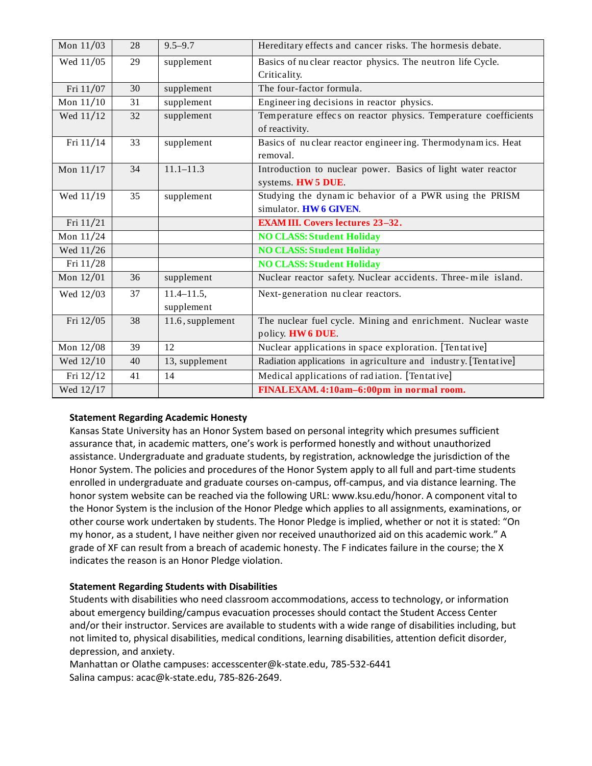| | | | |
|---|---|---|---|
| Mon 11/03 | 28 | 9.5–9.7 | Hereditary effects and cancer risks. The hormesis debate. |
| Wed 11/05 | 29 | supplement | Basics of nuclear reactor physics. The neutron life Cycle. Criticality. |
| Fri 11/07 | 30 | supplement | The four-factor formula. |
| Mon 11/10 | 31 | supplement | Engineering decisions in reactor physics. |
| Wed 11/12 | 32 | supplement | Temperature effecs on reactor physics. Temperature coefficients of reactivity. |
| Fri 11/14 | 33 | supplement | Basics of nuclear reactor engineering. Thermodynamics. Heat removal. |
| Mon 11/17 | 34 | 11.1–11.3 | Introduction to nuclear power. Basics of light water reactor systems. **HW 5 DUE**. |
| Wed 11/19 | 35 | supplement | Studying the dynamic behavior of a PWR using the PRISM simulator. **HW 6 GIVEN**. |
| Fri 11/21 | | | **EXAM III. Covers lectures 23–32.** |
| Mon 11/24 | | | **NO CLASS: Student Holiday** |
| Wed 11/26 | | | **NO CLASS: Student Holiday** |
| Fri 11/28 | | | **NO CLASS: Student Holiday** |
| Mon 12/01 | 36 | supplement | Nuclear reactor safety. Nuclear accidents. Three-mile island. |
| Wed 12/03 | 37 | 11.4–11.5, supplement | Next-generation nuclear reactors. |
| Fri 12/05 | 38 | 11.6, supplement | The nuclear fuel cycle. Mining and enrichment. Nuclear waste policy. **HW 6 DUE**. |
| Mon 12/08 | 39 | 12 | Nuclear applications in space exploration. [Tentative] |
| Wed 12/10 | 40 | 13, supplement | Radiation applications in agriculture and industry. [Tentative] |
| Fri 12/12 | 41 | 14 | Medical applications of radiation. [Tentative] |
| Wed 12/17 | | | **FINAL EXAM. 4:10am–6:00pm in normal room.** |

**Statement Regarding Academic Honesty**

Kansas State University has an Honor System based on personal integrity which presumes sufficient assurance that, in academic matters, one's work is performed honestly and without unauthorized assistance. Undergraduate and graduate students, by registration, acknowledge the jurisdiction of the Honor System. The policies and procedures of the Honor System apply to all full and part-time students enrolled in undergraduate and graduate courses on-campus, off-campus, and via distance learning. The honor system website can be reached via the following URL: www.ksu.edu/honor. A component vital to the Honor System is the inclusion of the Honor Pledge which applies to all assignments, examinations, or other course work undertaken by students. The Honor Pledge is implied, whether or not it is stated: "On my honor, as a student, I have neither given nor received unauthorized aid on this academic work." A grade of XF can result from a breach of academic honesty. The F indicates failure in the course; the X indicates the reason is an Honor Pledge violation.

**Statement Regarding Students with Disabilities**

Students with disabilities who need classroom accommodations, access to technology, or information about emergency building/campus evacuation processes should contact the Student Access Center and/or their instructor. Services are available to students with a wide range of disabilities including, but not limited to, physical disabilities, medical conditions, learning disabilities, attention deficit disorder, depression, and anxiety.

Manhattan or Olathe campuses: accesscenter@k-state.edu, 785-532-6441

Salina campus: acac@k-state.edu, 785-826-2649.